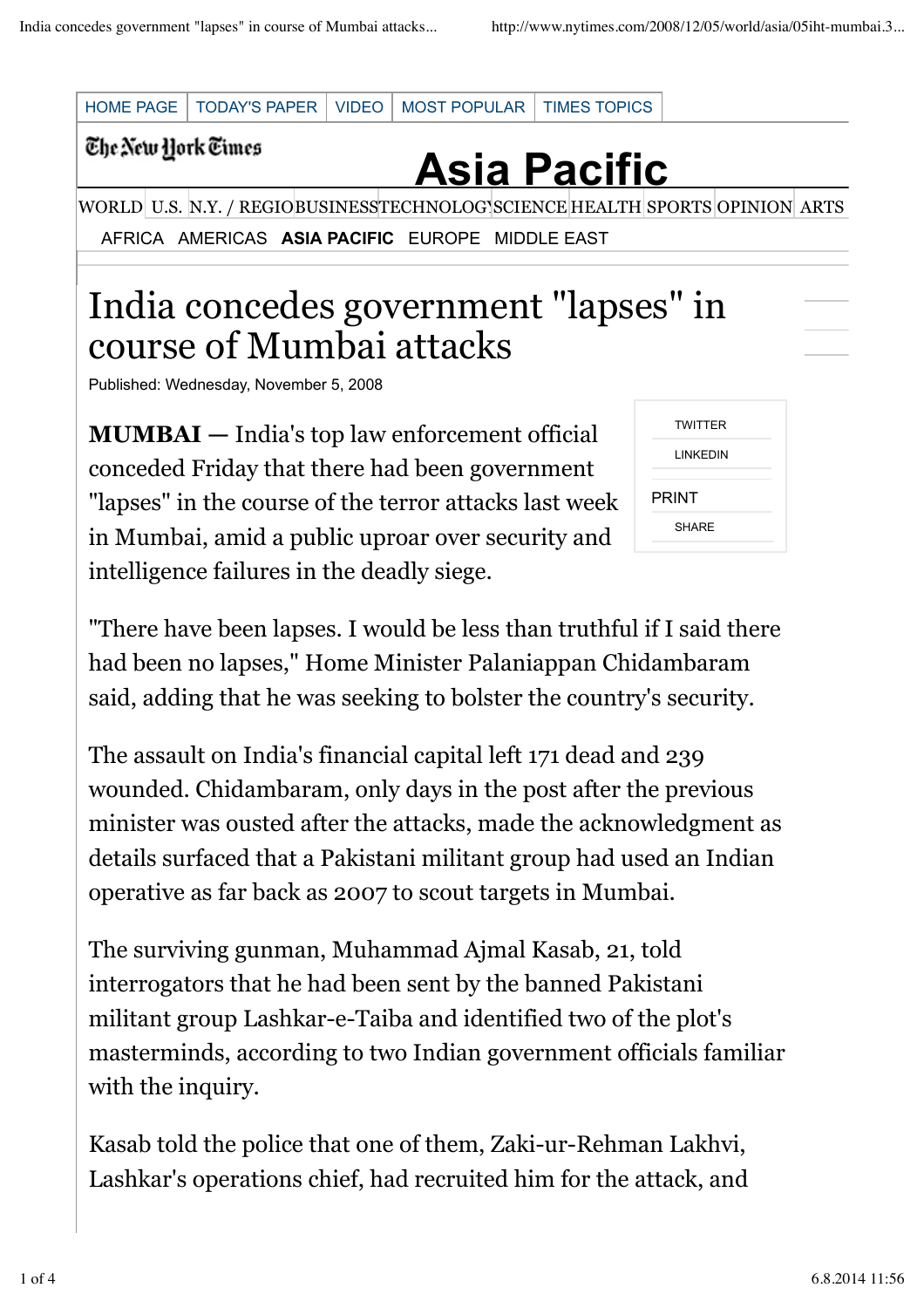# India concedes government "lapses" in course of Mumbai attacks

Published: Wednesday, November 5, 2008

**MUMBAI —** India's top law enforcement official conceded Friday that there had been government "lapses" in the course of the terror attacks last week in Mumbai, amid a public uproar over security and intelligence failures in the deadly siege.

"There have been lapses. I would be less than truthful if I said there had been no lapses," Home Minister Palaniappan Chidambaram said, adding that he was seeking to bolster the country's security.

The assault on India's financial capital left 171 dead and 239 wounded. Chidambaram, only days in the post after the previous minister was ousted after the attacks, made the acknowledgment as details surfaced that a Pakistani militant group had used an Indian operative as far back as 2007 to scout targets in Mumbai.

The surviving gunman, Muhammad Ajmal Kasab, 21, told interrogators that he had been sent by the banned Pakistani militant group Lashkar-e-Taiba and identified two of the plot's masterminds, according to two Indian government officials familiar with the inquiry.

Kasab told the police that one of them, Zaki-ur-Rehman Lakhvi, Lashkar's operations chief, had recruited him for the attack, and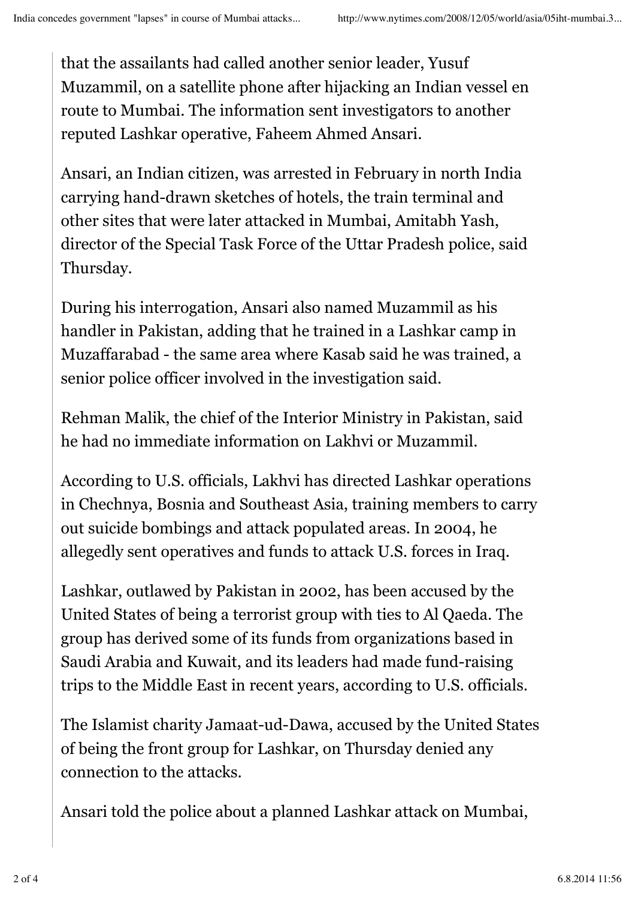that the assailants had called another senior leader, Yusuf Muzammil, on a satellite phone after hijacking an Indian vessel en route to Mumbai. The information sent investigators to another reputed Lashkar operative, Faheem Ahmed Ansari.

Ansari, an Indian citizen, was arrested in February in north India carrying hand-drawn sketches of hotels, the train terminal and other sites that were later attacked in Mumbai, Amitabh Yash, director of the Special Task Force of the Uttar Pradesh police, said Thursday.

During his interrogation, Ansari also named Muzammil as his handler in Pakistan, adding that he trained in a Lashkar camp in Muzaffarabad - the same area where Kasab said he was trained, a senior police officer involved in the investigation said.

Rehman Malik, the chief of the Interior Ministry in Pakistan, said he had no immediate information on Lakhvi or Muzammil.

According to U.S. officials, Lakhvi has directed Lashkar operations in Chechnya, Bosnia and Southeast Asia, training members to carry out suicide bombings and attack populated areas. In 2004, he allegedly sent operatives and funds to attack U.S. forces in Iraq.

Lashkar, outlawed by Pakistan in 2002, has been accused by the United States of being a terrorist group with ties to Al Qaeda. The group has derived some of its funds from organizations based in Saudi Arabia and Kuwait, and its leaders had made fund-raising trips to the Middle East in recent years, according to U.S. officials.

The Islamist charity Jamaat-ud-Dawa, accused by the United States of being the front group for Lashkar, on Thursday denied any connection to the attacks.

Ansari told the police about a planned Lashkar attack on Mumbai,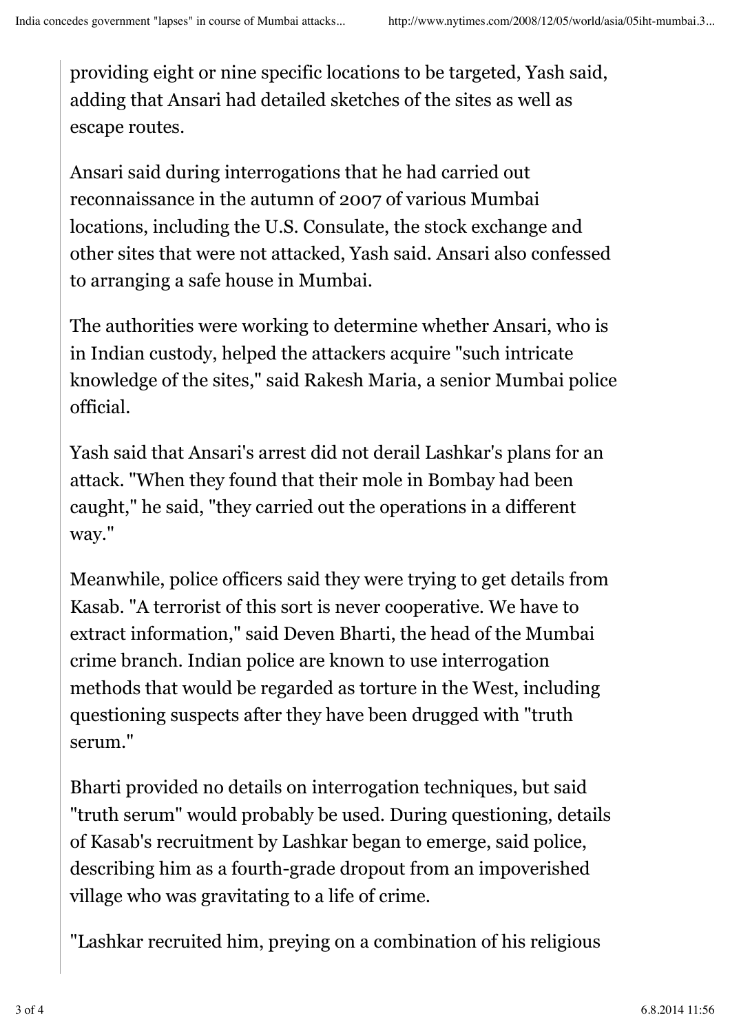providing eight or nine specific locations to be targeted, Yash said, adding that Ansari had detailed sketches of the sites as well as escape routes.

Ansari said during interrogations that he had carried out reconnaissance in the autumn of 2007 of various Mumbai locations, including the U.S. Consulate, the stock exchange and other sites that were not attacked, Yash said. Ansari also confessed to arranging a safe house in Mumbai.

The authorities were working to determine whether Ansari, who is in Indian custody, helped the attackers acquire "such intricate knowledge of the sites," said Rakesh Maria, a senior Mumbai police official.

Yash said that Ansari's arrest did not derail Lashkar's plans for an attack. "When they found that their mole in Bombay had been caught," he said, "they carried out the operations in a different way."

Meanwhile, police officers said they were trying to get details from Kasab. "A terrorist of this sort is never cooperative. We have to extract information," said Deven Bharti, the head of the Mumbai crime branch. Indian police are known to use interrogation methods that would be regarded as torture in the West, including questioning suspects after they have been drugged with "truth serum."

Bharti provided no details on interrogation techniques, but said "truth serum" would probably be used. During questioning, details of Kasab's recruitment by Lashkar began to emerge, said police, describing him as a fourth-grade dropout from an impoverished village who was gravitating to a life of crime.

"Lashkar recruited him, preying on a combination of his religious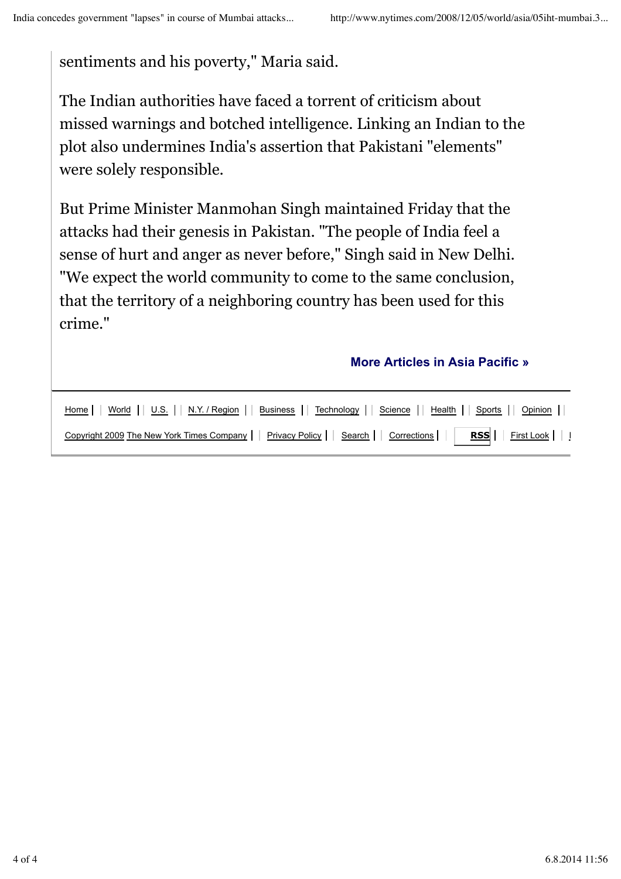sentiments and his poverty," Maria said.

The Indian authorities have faced a torrent of criticism about missed warnings and botched intelligence. Linking an Indian to the plot also undermines India's assertion that Pakistani "elements" were solely responsible.

But Prime Minister Manmohan Singh maintained Friday that the attacks had their genesis in Pakistan. "The people of India feel a sense of hurt and anger as never before," Singh said in New Delhi. "We expect the world community to come to the same conclusion, that the territory of a neighboring country has been used for this crime."

**More Articles in Asia Pacific »**

Home | World | U.S. | N.Y. / Region | Business | Technology | Science | Health | Sports | Opinion |

Copyright 2009 The New York Times Company | Privacy Policy | Search | Corrections | **RSS** | First Look |